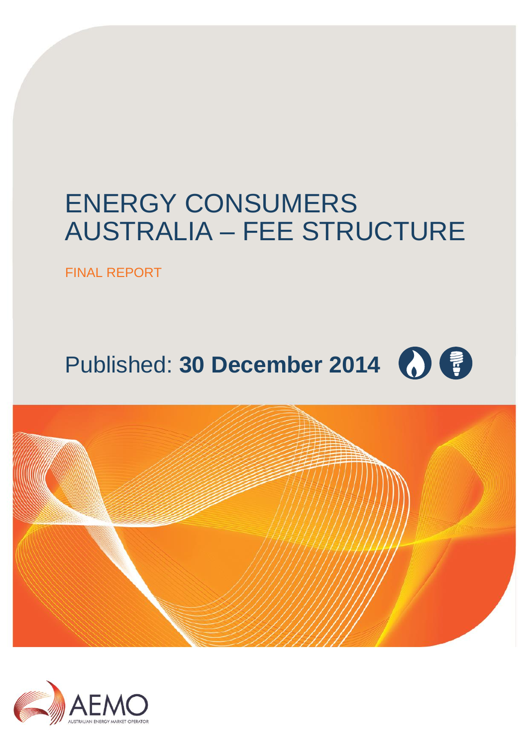# ENERGY CONSUMERS AUSTRALIA – FEE STRUCTURE

FINAL REPORT

Published: **30 December 2014**

AEMO

AUSTRALIAN ENERGY MARKET OPERATOR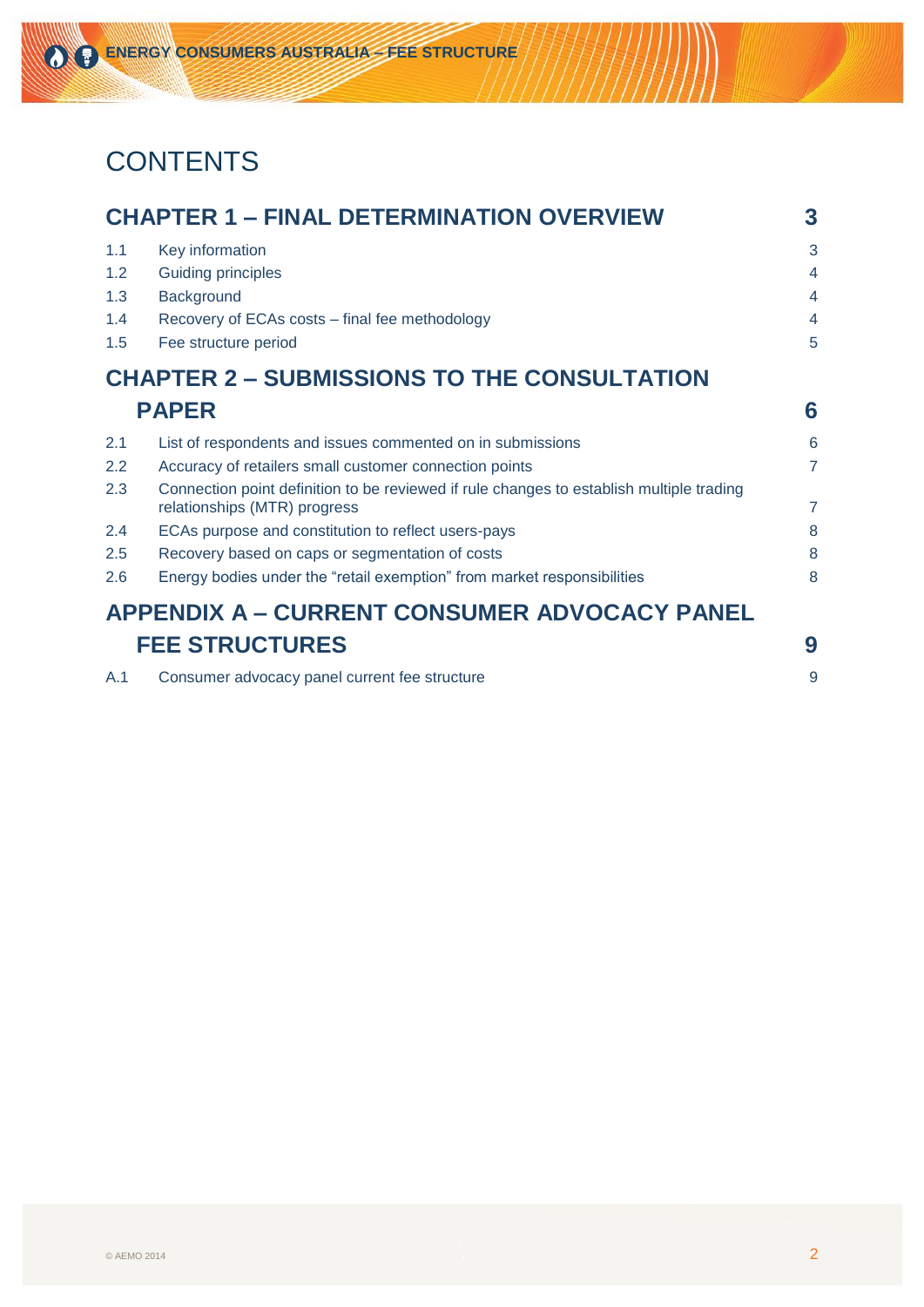# CONTENTS

| | | |
|---|---|---|
| **CHAPTER 1 – FINAL DETERMINATION OVERVIEW** | | **3** |
| 1.1 | Key information | 3 |
| 1.2 | Guiding principles | 4 |
| 1.3 | Background | 4 |
| 1.4 | Recovery of ECAs costs – final fee methodology | 4 |
| 1.5 | Fee structure period | 5 |
| **CHAPTER 2 – SUBMISSIONS TO THE CONSULTATION PAPER** | | **6** |
| 2.1 | List of respondents and issues commented on in submissions | 6 |
| 2.2 | Accuracy of retailers small customer connection points | 7 |
| 2.3 | Connection point definition to be reviewed if rule changes to establish multiple trading relationships (MTR) progress | 7 |
| 2.4 | ECAs purpose and constitution to reflect users-pays | 8 |
| 2.5 | Recovery based on caps or segmentation of costs | 8 |
| 2.6 | Energy bodies under the "retail exemption" from market responsibilities | 8 |
| **APPENDIX A – CURRENT CONSUMER ADVOCACY PANEL FEE STRUCTURES** | | **9** |
| A.1 | Consumer advocacy panel current fee structure | 9 |

© AEMO 2014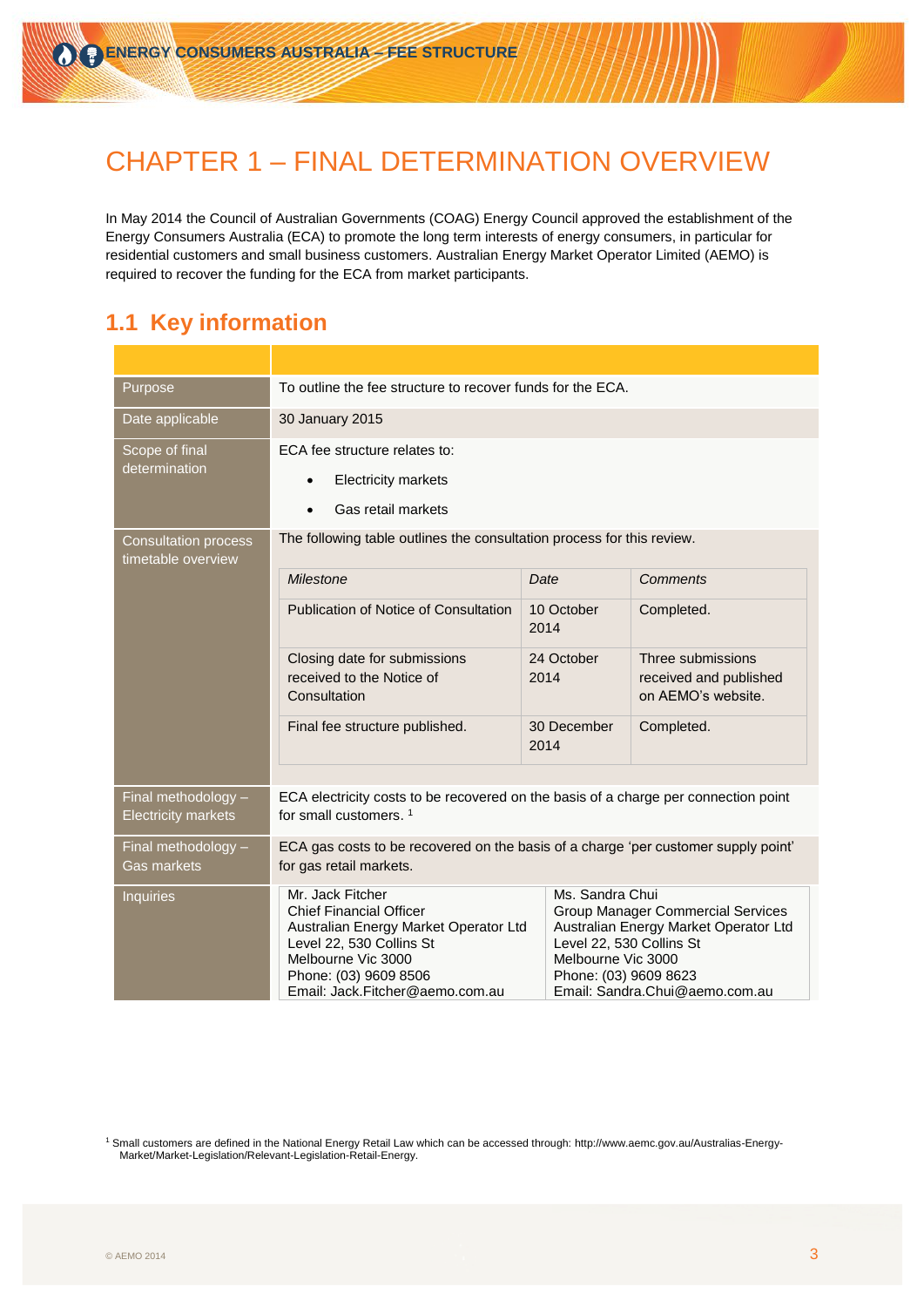# CHAPTER 1 – FINAL DETERMINATION OVERVIEW

In May 2014 the Council of Australian Governments (COAG) Energy Council approved the establishment of the Energy Consumers Australia (ECA) to promote the long term interests of energy consumers, in particular for residential customers and small business customers. Australian Energy Market Operator Limited (AEMO) is required to recover the funding for the ECA from market participants.

## 1.1 Key information

| | |
|---|---|
| Purpose | To outline the fee structure to recover funds for the ECA. |
| Date applicable | 30 January 2015 |
| Scope of final determination | ECA fee structure relates to:<br>• Electricity markets<br>• Gas retail markets |
| Consultation process timetable overview | The following table outlines the consultation process for this review. |
| Final methodology – Electricity markets | ECA electricity costs to be recovered on the basis of a charge per connection point for small customers. [1] |
| Final methodology – Gas markets | ECA gas costs to be recovered on the basis of a charge 'per customer supply point' for gas retail markets. |
| Inquiries | Mr. Jack Fitcher<br>Chief Financial Officer<br>Australian Energy Market Operator Ltd<br>Level 22, 530 Collins St<br>Melbourne Vic 3000<br>Phone: (03) 9609 8506<br>Email: Jack.Fitcher@aemo.com.au<br><br>Ms. Sandra Chui<br>Group Manager Commercial Services<br>Australian Energy Market Operator Ltd<br>Level 22, 530 Collins St<br>Melbourne Vic 3000<br>Phone: (03) 9609 8623<br>Email: Sandra.Chui@aemo.com.au |

Consultation process timetable:

| *Milestone* | *Date* | *Comments* |
|---|---|---|
| Publication of Notice of Consultation | 10 October 2014 | Completed. |
| Closing date for submissions received to the Notice of Consultation | 24 October 2014 | Three submissions received and published on AEMO's website. |
| Final fee structure published. | 30 December 2014 | Completed. |

[1] Small customers are defined in the National Energy Retail Law which can be accessed through: http://www.aemc.gov.au/Australias-Energy-Market/Market-Legislation/Relevant-Legislation-Retail-Energy.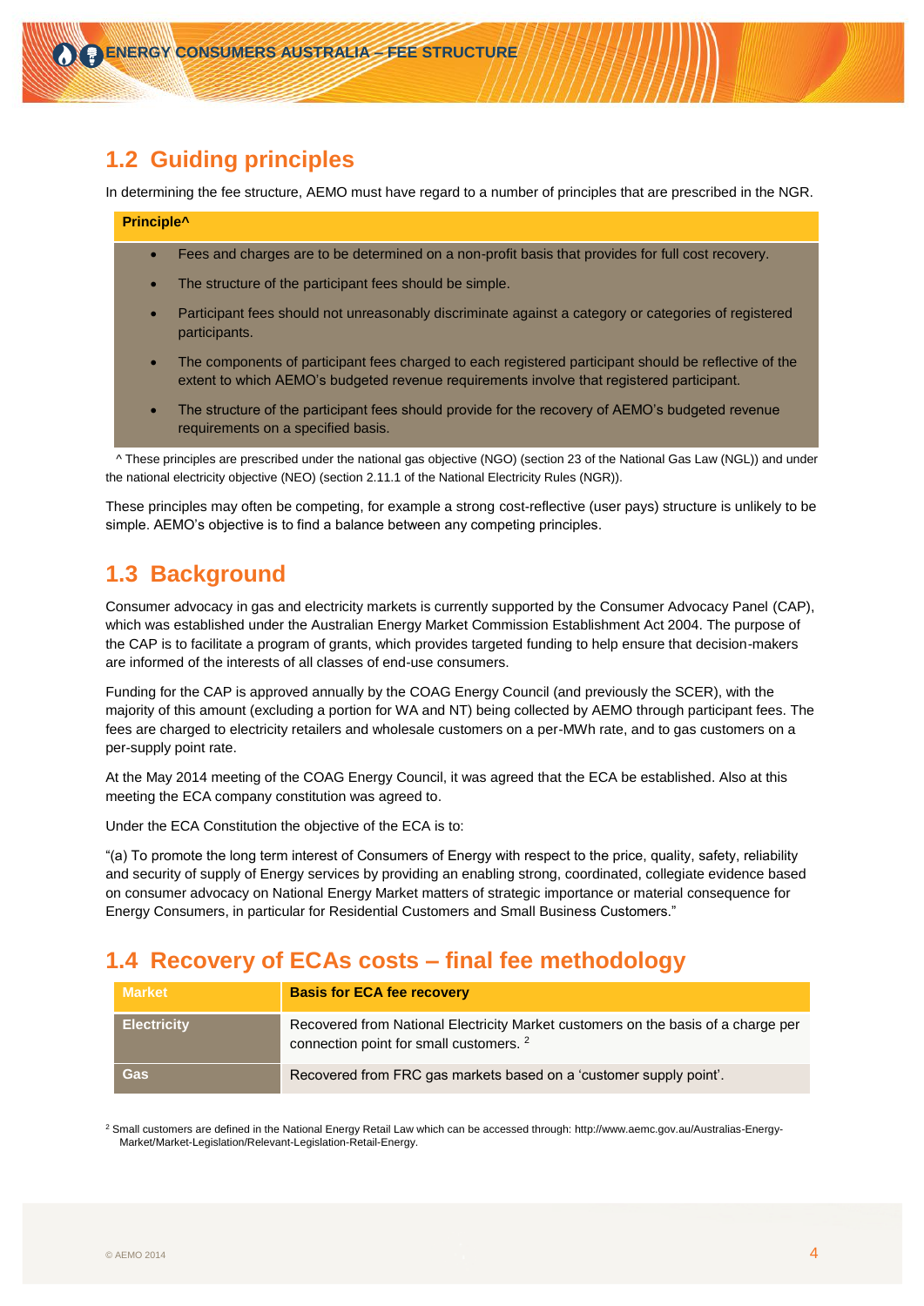## 1.2 Guiding principles

In determining the fee structure, AEMO must have regard to a number of principles that are prescribed in the NGR.

| Principle^ |
|---|
| • Fees and charges are to be determined on a non-profit basis that provides for full cost recovery.<br>• The structure of the participant fees should be simple.<br>• Participant fees should not unreasonably discriminate against a category or categories of registered participants.<br>• The components of participant fees charged to each registered participant should be reflective of the extent to which AEMO's budgeted revenue requirements involve that registered participant.<br>• The structure of the participant fees should provide for the recovery of AEMO's budgeted revenue requirements on a specified basis. |

^ These principles are prescribed under the national gas objective (NGO) (section 23 of the National Gas Law (NGL)) and under the national electricity objective (NEO) (section 2.11.1 of the National Electricity Rules (NGR)).

These principles may often be competing, for example a strong cost-reflective (user pays) structure is unlikely to be simple. AEMO's objective is to find a balance between any competing principles.

## 1.3 Background

Consumer advocacy in gas and electricity markets is currently supported by the Consumer Advocacy Panel (CAP), which was established under the Australian Energy Market Commission Establishment Act 2004. The purpose of the CAP is to facilitate a program of grants, which provides targeted funding to help ensure that decision-makers are informed of the interests of all classes of end-use consumers.

Funding for the CAP is approved annually by the COAG Energy Council (and previously the SCER), with the majority of this amount (excluding a portion for WA and NT) being collected by AEMO through participant fees. The fees are charged to electricity retailers and wholesale customers on a per-MWh rate, and to gas customers on a per-supply point rate.

At the May 2014 meeting of the COAG Energy Council, it was agreed that the ECA be established. Also at this meeting the ECA company constitution was agreed to.

Under the ECA Constitution the objective of the ECA is to:

"(a) To promote the long term interest of Consumers of Energy with respect to the price, quality, safety, reliability and security of supply of Energy services by providing an enabling strong, coordinated, collegiate evidence based on consumer advocacy on National Energy Market matters of strategic importance or material consequence for Energy Consumers, in particular for Residential Customers and Small Business Customers."

## 1.4 Recovery of ECAs costs – final fee methodology

| Market | Basis for ECA fee recovery |
|---|---|
| Electricity | Recovered from National Electricity Market customers on the basis of a charge per connection point for small customers. [2] |
| Gas | Recovered from FRC gas markets based on a 'customer supply point'. |

[2] Small customers are defined in the National Energy Retail Law which can be accessed through: http://www.aemc.gov.au/Australias-Energy-Market/Market-Legislation/Relevant-Legislation-Retail-Energy.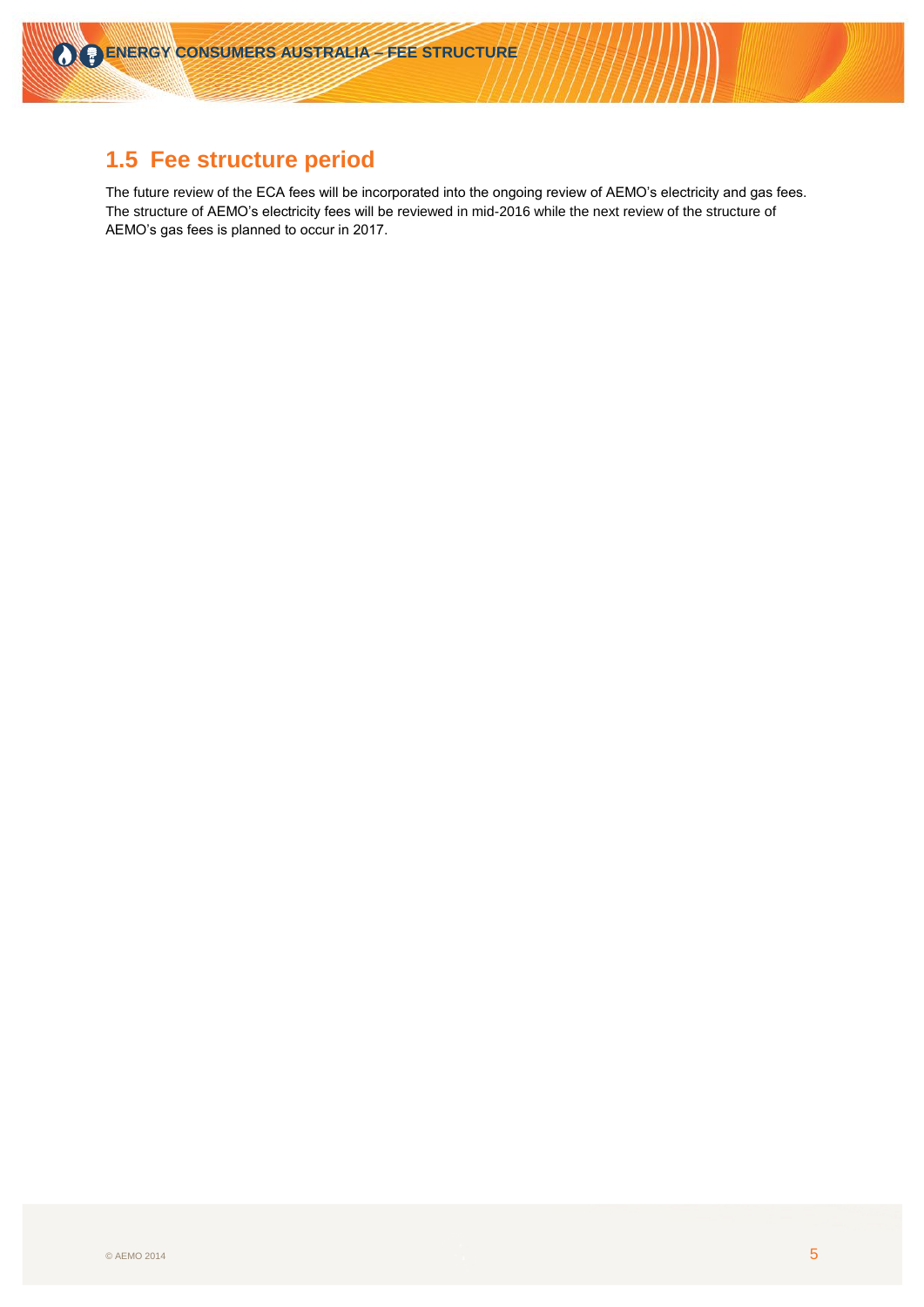## 1.5 Fee structure period

The future review of the ECA fees will be incorporated into the ongoing review of AEMO's electricity and gas fees. The structure of AEMO's electricity fees will be reviewed in mid-2016 while the next review of the structure of AEMO's gas fees is planned to occur in 2017.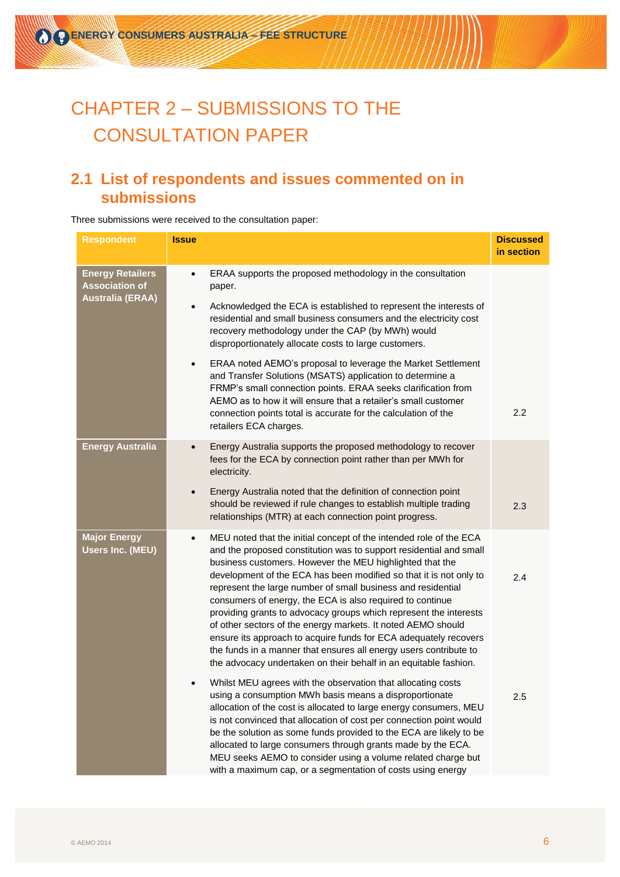# CHAPTER 2 – SUBMISSIONS TO THE CONSULTATION PAPER

## 2.1 List of respondents and issues commented on in submissions

Three submissions were received to the consultation paper:

| Respondent | Issue | Discussed in section |
|---|---|---|
| **Energy Retailers Association of Australia (ERAA)** | • ERAA supports the proposed methodology in the consultation paper.<br>• Acknowledged the ECA is established to represent the interests of residential and small business consumers and the electricity cost recovery methodology under the CAP (by MWh) would disproportionately allocate costs to large customers.<br>• ERAA noted AEMO's proposal to leverage the Market Settlement and Transfer Solutions (MSATS) application to determine a FRMP's small connection points. ERAA seeks clarification from AEMO as to how it will ensure that a retailer's small customer connection points total is accurate for the calculation of the retailers ECA charges. | 2.2 |
| **Energy Australia** | • Energy Australia supports the proposed methodology to recover fees for the ECA by connection point rather than per MWh for electricity.<br>• Energy Australia noted that the definition of connection point should be reviewed if rule changes to establish multiple trading relationships (MTR) at each connection point progress. | 2.3 |
| **Major Energy Users Inc. (MEU)** | • MEU noted that the initial concept of the intended role of the ECA and the proposed constitution was to support residential and small business customers. However the MEU highlighted that the development of the ECA has been modified so that it is not only to represent the large number of small business and residential consumers of energy, the ECA is also required to continue providing grants to advocacy groups which represent the interests of other sectors of the energy markets. It noted AEMO should ensure its approach to acquire funds for ECA adequately recovers the funds in a manner that ensures all energy users contribute to the advocacy undertaken on their behalf in an equitable fashion. | 2.4 |
| | • Whilst MEU agrees with the observation that allocating costs using a consumption MWh basis means a disproportionate allocation of the cost is allocated to large energy consumers, MEU is not convinced that allocation of cost per connection point would be the solution as some funds provided to the ECA are likely to be allocated to large consumers through grants made by the ECA. MEU seeks AEMO to consider using a volume related charge but with a maximum cap, or a segmentation of costs using energy | 2.5 |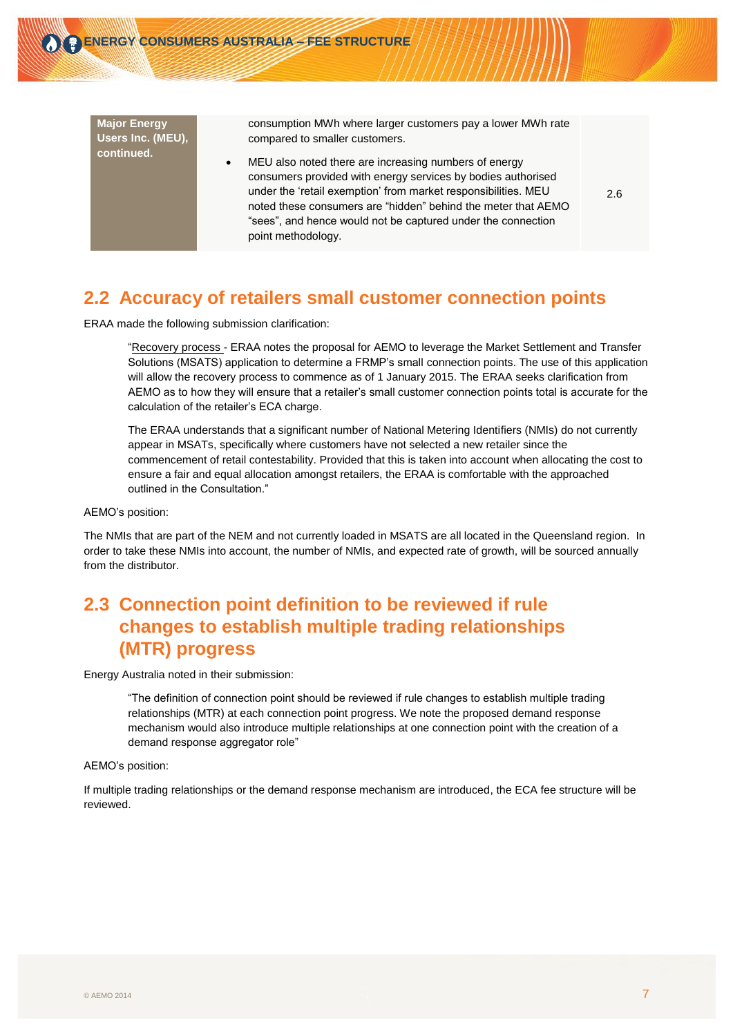| Major Energy Users Inc. (MEU), continued. | consumption MWh where larger customers pay a lower MWh rate compared to smaller customers.<br>• MEU also noted there are increasing numbers of energy consumers provided with energy services by bodies authorised under the 'retail exemption' from market responsibilities. MEU noted these consumers are "hidden" behind the meter that AEMO "sees", and hence would not be captured under the connection point methodology. | 2.6 |
|---|---|---|

## 2.2 Accuracy of retailers small customer connection points

ERAA made the following submission clarification:

> "Recovery process - ERAA notes the proposal for AEMO to leverage the Market Settlement and Transfer Solutions (MSATS) application to determine a FRMP's small connection points. The use of this application will allow the recovery process to commence as of 1 January 2015. The ERAA seeks clarification from AEMO as to how they will ensure that a retailer's small customer connection points total is accurate for the calculation of the retailer's ECA charge.
>
> The ERAA understands that a significant number of National Metering Identifiers (NMIs) do not currently appear in MSATs, specifically where customers have not selected a new retailer since the commencement of retail contestability. Provided that this is taken into account when allocating the cost to ensure a fair and equal allocation amongst retailers, the ERAA is comfortable with the approached outlined in the Consultation."

AEMO's position:

The NMIs that are part of the NEM and not currently loaded in MSATS are all located in the Queensland region. In order to take these NMIs into account, the number of NMIs, and expected rate of growth, will be sourced annually from the distributor.

## 2.3 Connection point definition to be reviewed if rule changes to establish multiple trading relationships (MTR) progress

Energy Australia noted in their submission:

> "The definition of connection point should be reviewed if rule changes to establish multiple trading relationships (MTR) at each connection point progress. We note the proposed demand response mechanism would also introduce multiple relationships at one connection point with the creation of a demand response aggregator role"

AEMO's position:

If multiple trading relationships or the demand response mechanism are introduced, the ECA fee structure will be reviewed.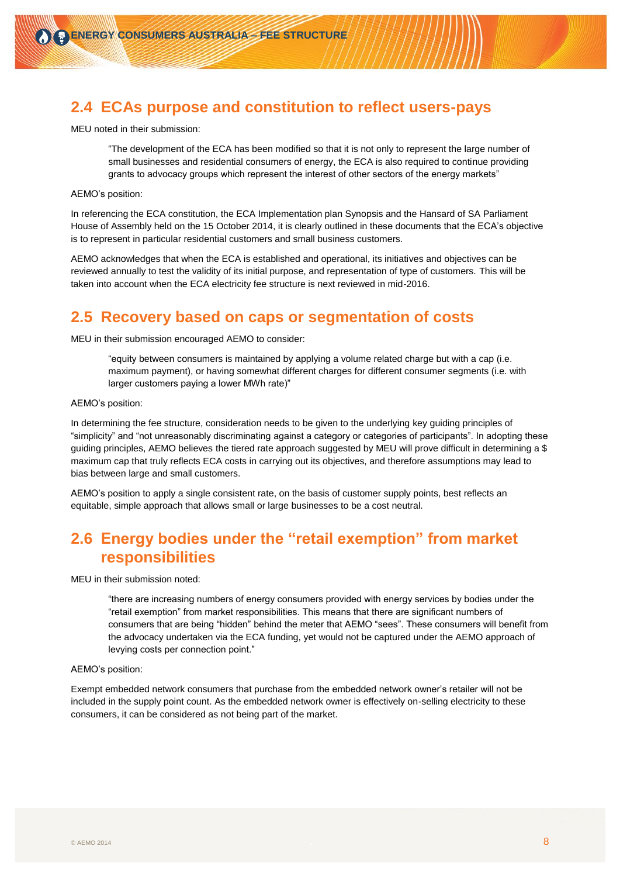## 2.4 ECAs purpose and constitution to reflect users-pays

MEU noted in their submission:

> "The development of the ECA has been modified so that it is not only to represent the large number of small businesses and residential consumers of energy, the ECA is also required to continue providing grants to advocacy groups which represent the interest of other sectors of the energy markets"

AEMO's position:

In referencing the ECA constitution, the ECA Implementation plan Synopsis and the Hansard of SA Parliament House of Assembly held on the 15 October 2014, it is clearly outlined in these documents that the ECA's objective is to represent in particular residential customers and small business customers.

AEMO acknowledges that when the ECA is established and operational, its initiatives and objectives can be reviewed annually to test the validity of its initial purpose, and representation of type of customers. This will be taken into account when the ECA electricity fee structure is next reviewed in mid-2016.

## 2.5 Recovery based on caps or segmentation of costs

MEU in their submission encouraged AEMO to consider:

> "equity between consumers is maintained by applying a volume related charge but with a cap (i.e. maximum payment), or having somewhat different charges for different consumer segments (i.e. with larger customers paying a lower MWh rate)"

AEMO's position:

In determining the fee structure, consideration needs to be given to the underlying key guiding principles of "simplicity" and "not unreasonably discriminating against a category or categories of participants". In adopting these guiding principles, AEMO believes the tiered rate approach suggested by MEU will prove difficult in determining a $ maximum cap that truly reflects ECA costs in carrying out its objectives, and therefore assumptions may lead to bias between large and small customers.

AEMO's position to apply a single consistent rate, on the basis of customer supply points, best reflects an equitable, simple approach that allows small or large businesses to be a cost neutral.

## 2.6 Energy bodies under the "retail exemption" from market responsibilities

MEU in their submission noted:

> "there are increasing numbers of energy consumers provided with energy services by bodies under the "retail exemption" from market responsibilities. This means that there are significant numbers of consumers that are being "hidden" behind the meter that AEMO "sees". These consumers will benefit from the advocacy undertaken via the ECA funding, yet would not be captured under the AEMO approach of levying costs per connection point."

AEMO's position:

Exempt embedded network consumers that purchase from the embedded network owner's retailer will not be included in the supply point count. As the embedded network owner is effectively on-selling electricity to these consumers, it can be considered as not being part of the market.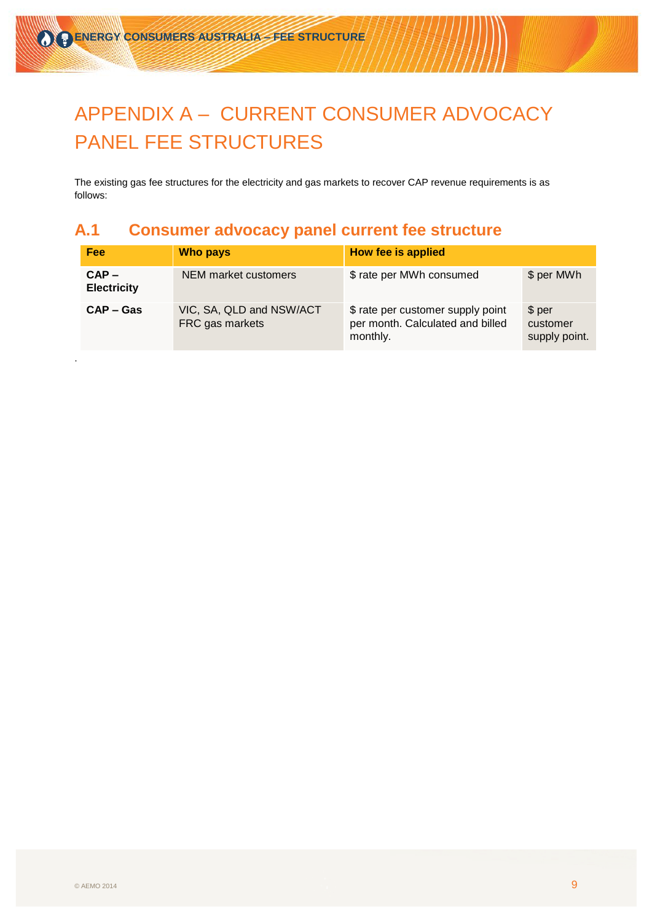# APPENDIX A – CURRENT CONSUMER ADVOCACY PANEL FEE STRUCTURES

The existing gas fee structures for the electricity and gas markets to recover CAP revenue requirements is as follows:

## A.1 Consumer advocacy panel current fee structure

| Fee | Who pays | How fee is applied | |
|---|---|---|---|
| **CAP – Electricity** | NEM market customers | $ rate per MWh consumed | $ per MWh |
| **CAP – Gas** | VIC, SA, QLD and NSW/ACT FRC gas markets | $ rate per customer supply point per month. Calculated and billed monthly. | $ per customer supply point. |

.